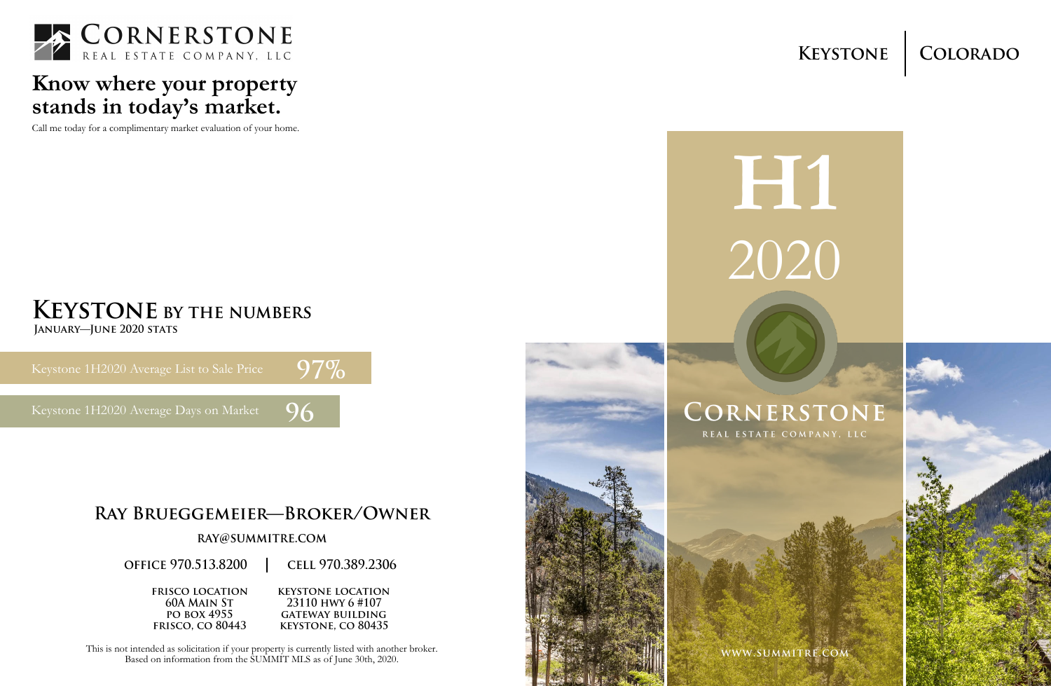**CORNERSTONE**
REAL ESTATE COMPANY, LLC

## Know where your property stands in today's market.

Call me today for a complimentary market evaluation of your home.

## KEYSTONE BY THE NUMBERS

**JANUARY—JUNE 2020 STATS**

Keystone 1H2020 Average List to Sale Price **97%**

Keystone 1H2020 Average Days on Market **96**

### RAY BRUEGGEMEIER—BROKER/OWNER

**RAY@SUMMITRE.COM**

**OFFICE** 970.513.8200 | **CELL** 970.389.2306

**FRISCO LOCATION**
60A MAIN ST
PO BOX 4955
FRISCO, CO 80443

**KEYSTONE LOCATION**
23110 HWY 6 #107
GATEWAY BUILDING
KEYSTONE, CO 80435

This is not intended as solicitation if your property is currently listed with another broker.
Based on information from the SUMMIT MLS as of June 30th, 2020.

**KEYSTONE | COLORADO**

# H1 2020

**CORNERSTONE**
REAL ESTATE COMPANY, LLC

WWW.SUMMITRE.COM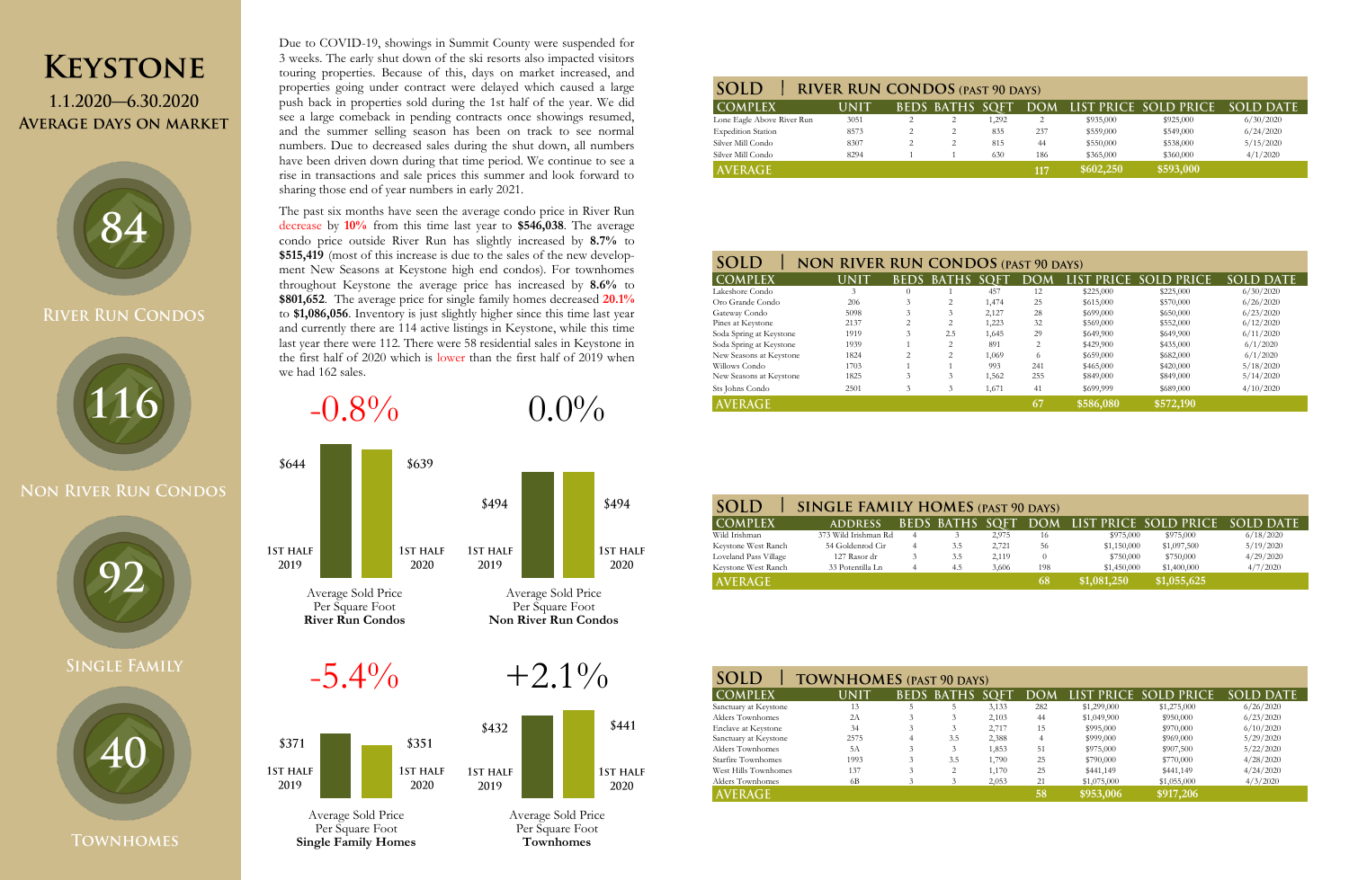# Keystone

## 1.1.2020—6.30.2020
## Average Days on Market

84

River Run Condos

116

Non River Run Condos

92

Single Family

40

Townhomes

Due to COVID-19, showings in Summit County were suspended for 3 weeks. The early shut down of the ski resorts also impacted visitors touring properties. Because of this, days on market increased, and properties going under contract were delayed which caused a large push back in properties sold during the 1st half of the year. We did see a large comeback in pending contracts once showings resumed, and the summer selling season has been on track to see normal numbers. Due to decreased sales during the shut down, all numbers have been driven down during that time period. We continue to see a rise in transactions and sale prices this summer and look forward to sharing those end of year numbers in early 2021.

The past six months have seen the average condo price in River Run decrease by **10%** from this time last year to **$546,038**. The average condo price outside River Run has slightly increased by **8.7%** to **$515,419** (most of this increase is due to the sales of the new development New Seasons at Keystone high end condos). For townhomes throughout Keystone the average price has increased by **8.6%** to **$801,652**. The average price for single family homes decreased **20.1%** to **$1,086,056**. Inventory is just slightly higher since this time last year and currently there are 114 active listings in Keystone, while this time last year there were 112. There were 58 residential sales in Keystone in the first half of 2020 which is lower than the first half of 2019 when we had 162 sales.

-0.8%

$644

$639

1ST HALF 2019

1ST HALF 2020

Average Sold Price Per Square Foot
**River Run Condos**

0.0%

$494

$494

1ST HALF 2019

1ST HALF 2020

Average Sold Price Per Square Foot
**Non River Run Condos**

-5.4%

$371

$351

1ST HALF 2019

1ST HALF 2020

Average Sold Price Per Square Foot
**Single Family Homes**

+2.1%

$432

$441

1ST HALF 2019

1ST HALF 2020

Average Sold Price Per Square Foot
**Townhomes**

## SOLD | RIVER RUN CONDOS (PAST 90 DAYS)

| COMPLEX | UNIT | BEDS | BATHS | SQFT | DOM | LIST PRICE | SOLD PRICE | SOLD DATE |
|---|---|---|---|---|---|---|---|---|
| Lone Eagle Above River Run | 3051 | 2 | 2 | 1,292 | 2 | $935,000 | $925,000 | 6/30/2020 |
| Expedition Station | 8573 | 2 | 2 | 835 | 237 | $559,000 | $549,000 | 6/24/2020 |
| Silver Mill Condo | 8307 | 2 | 2 | 815 | 44 | $550,000 | $538,000 | 5/15/2020 |
| Silver Mill Condo | 8294 | 1 | 1 | 630 | 186 | $365,000 | $360,000 | 4/1/2020 |
| AVERAGE | | | | | 117 | $602,250 | $593,000 | |

## SOLD | NON RIVER RUN CONDOS (PAST 90 DAYS)

| COMPLEX | UNIT | BEDS | BATHS | SQFT | DOM | LIST PRICE | SOLD PRICE | SOLD DATE |
|---|---|---|---|---|---|---|---|---|
| Lakeshore Condo | 3 | 0 | 1 | 457 | 12 | $225,000 | $225,000 | 6/30/2020 |
| Oro Grande Condo | 206 | 3 | 2 | 1,474 | 25 | $615,000 | $570,000 | 6/26/2020 |
| Gateway Condo | 5098 | 3 | 3 | 2,127 | 28 | $699,000 | $650,000 | 6/23/2020 |
| Pines at Keystone | 2137 | 2 | 2 | 1,223 | 32 | $569,000 | $552,000 | 6/12/2020 |
| Soda Spring at Keystone | 1919 | 3 | 2.5 | 1,645 | 29 | $649,900 | $649,900 | 6/11/2020 |
| Soda Spring at Keystone | 1939 | 1 | 2 | 891 | 2 | $429,900 | $435,000 | 6/1/2020 |
| New Seasons at Keystone | 1824 | 2 | 2 | 1,069 | 6 | $659,000 | $682,000 | 6/1/2020 |
| Willows Condo | 1703 | 1 | 1 | 993 | 241 | $465,000 | $420,000 | 5/18/2020 |
| New Seasons at Keystone | 1825 | 3 | 3 | 1,562 | 255 | $849,000 | $849,000 | 5/14/2020 |
| Sts Johns Condo | 2501 | 3 | 3 | 1,671 | 41 | $699,999 | $689,000 | 4/10/2020 |
| AVERAGE | | | | | 67 | $586,080 | $572,190 | |

## SOLD | SINGLE FAMILY HOMES (PAST 90 DAYS)

| COMPLEX | ADDRESS | BEDS | BATHS | SQFT | DOM | LIST PRICE | SOLD PRICE | SOLD DATE |
|---|---|---|---|---|---|---|---|---|
| Wild Irishman | 373 Wild Irishman Rd | 4 | 3 | 2,975 | 16 | $975,000 | $975,000 | 6/18/2020 |
| Keystone West Ranch | 54 Goldenrod Cir | 4 | 3.5 | 2,721 | 56 | $1,150,000 | $1,097,500 | 5/19/2020 |
| Loveland Pass Village | 127 Rasor dr | 3 | 3.5 | 2,119 | 0 | $750,000 | $750,000 | 4/29/2020 |
| Keystone West Ranch | 33 Potentilla Ln | 4 | 4.5 | 3,606 | 198 | $1,450,000 | $1,400,000 | 4/7/2020 |
| AVERAGE | | | | | 68 | $1,081,250 | $1,055,625 | |

## SOLD | TOWNHOMES (PAST 90 DAYS)

| COMPLEX | UNIT | BEDS | BATHS | SQFT | DOM | LIST PRICE | SOLD PRICE | SOLD DATE |
|---|---|---|---|---|---|---|---|---|
| Sanctuary at Keystone | 13 | 5 | 5 | 3,133 | 282 | $1,299,000 | $1,275,000 | 6/26/2020 |
| Alders Townhomes | 2A | 3 | 3 | 2,103 | 44 | $1,049,900 | $950,000 | 6/23/2020 |
| Enclave at Keystone | 34 | 3 | 3 | 2,717 | 15 | $995,000 | $970,000 | 6/10/2020 |
| Sanctuary at Keystone | 2575 | 4 | 3.5 | 2,388 | 4 | $999,000 | $969,000 | 5/29/2020 |
| Alders Townhomes | 5A | 3 | 3 | 1,853 | 51 | $975,000 | $907,500 | 5/22/2020 |
| Starfire Townhomes | 1993 | 3 | 3.5 | 1,790 | 25 | $790,000 | $770,000 | 4/28/2020 |
| West Hills Townhomes | 137 | 3 | 2 | 1,170 | 25 | $441,149 | $441,149 | 4/24/2020 |
| Alders Townhomes | 6B | 3 | 3 | 2,053 | 21 | $1,075,000 | $1,055,000 | 4/3/2020 |
| AVERAGE | | | | | 58 | $953,006 | $917,206 | |